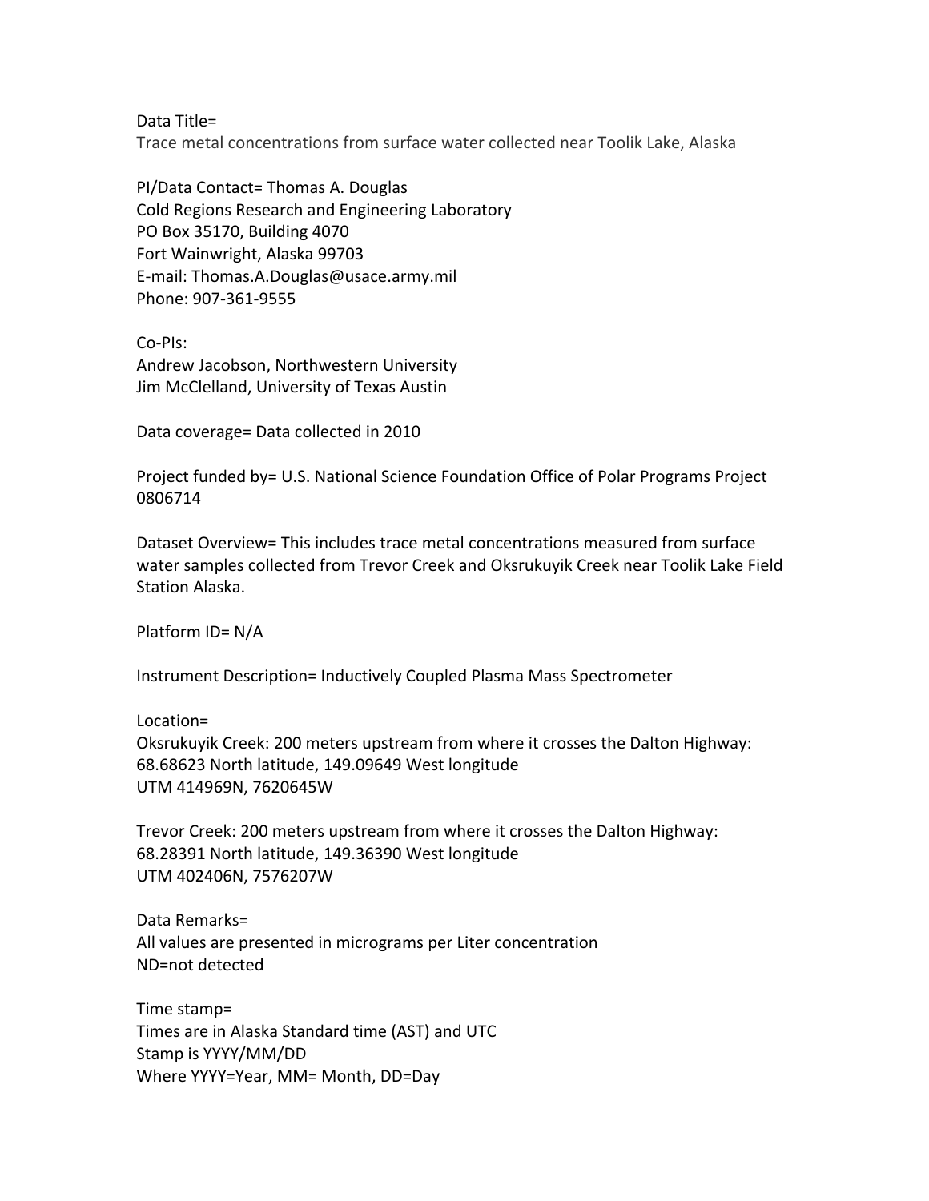Data Title=
Trace metal concentrations from surface water collected near Toolik Lake, Alaska

PI/Data Contact= Thomas A. Douglas
Cold Regions Research and Engineering Laboratory
PO Box 35170, Building 4070
Fort Wainwright, Alaska 99703
E-mail: Thomas.A.Douglas@usace.army.mil
Phone: 907-361-9555

Co-PIs:
Andrew Jacobson, Northwestern University
Jim McClelland, University of Texas Austin

Data coverage= Data collected in 2010

Project funded by= U.S. National Science Foundation Office of Polar Programs Project 0806714

Dataset Overview= This includes trace metal concentrations measured from surface water samples collected from Trevor Creek and Oksrukuyik Creek near Toolik Lake Field Station Alaska.

Platform ID= N/A

Instrument Description= Inductively Coupled Plasma Mass Spectrometer

Location=
Oksrukuyik Creek: 200 meters upstream from where it crosses the Dalton Highway:
68.68623 North latitude, 149.09649 West longitude
UTM 414969N, 7620645W

Trevor Creek: 200 meters upstream from where it crosses the Dalton Highway:
68.28391 North latitude, 149.36390 West longitude
UTM 402406N, 7576207W

Data Remarks=
All values are presented in micrograms per Liter concentration
ND=not detected

Time stamp=
Times are in Alaska Standard time (AST) and UTC
Stamp is YYYY/MM/DD
Where YYYY=Year, MM= Month, DD=Day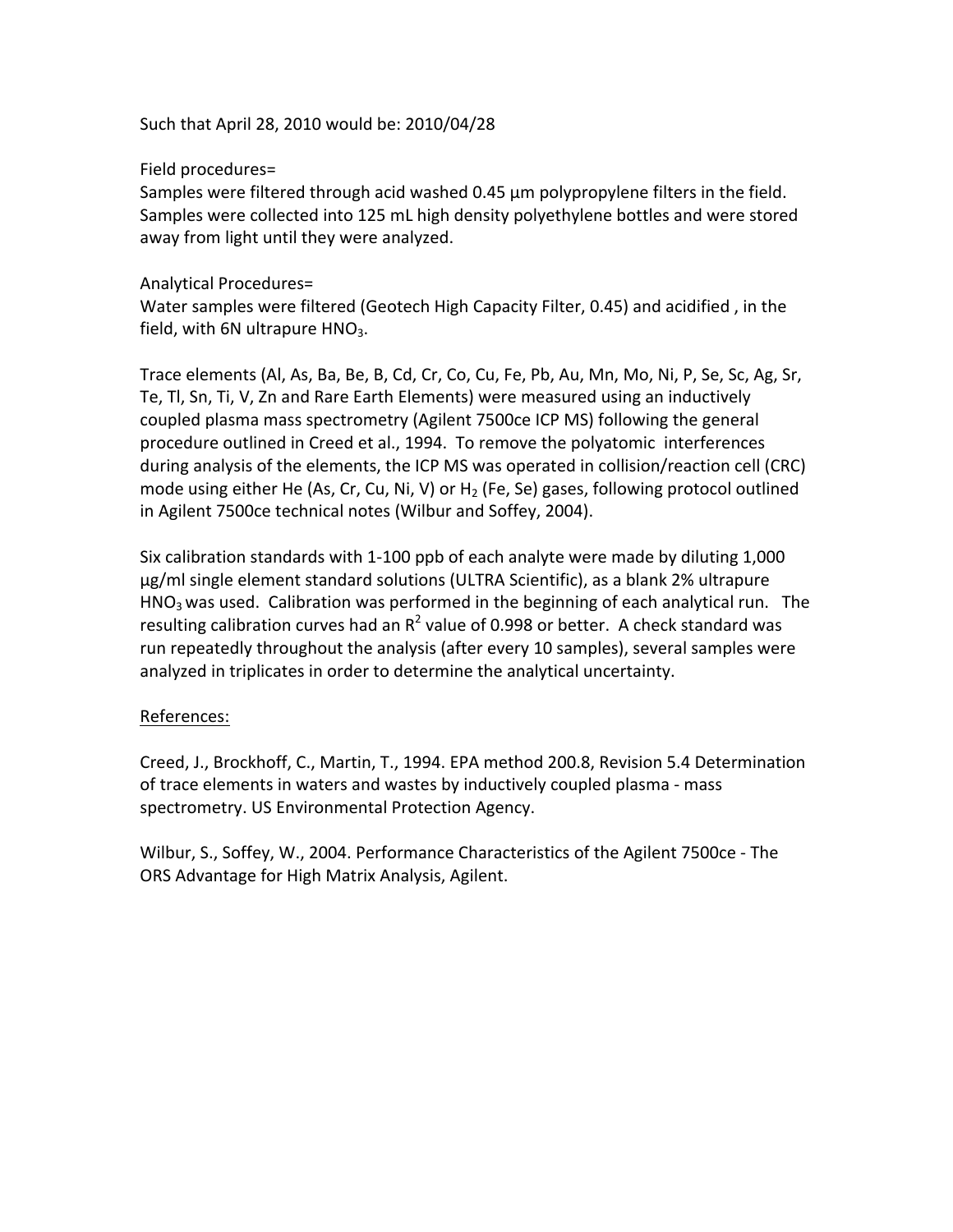Such that April 28, 2010 would be: 2010/04/28

Field procedures=
Samples were filtered through acid washed 0.45 µm polypropylene filters in the field. Samples were collected into 125 mL high density polyethylene bottles and were stored away from light until they were analyzed.

Analytical Procedures=
Water samples were filtered (Geotech High Capacity Filter, 0.45) and acidified , in the field, with 6N ultrapure $HNO_3$.

Trace elements (Al, As, Ba, Be, B, Cd, Cr, Co, Cu, Fe, Pb, Au, Mn, Mo, Ni, P, Se, Sc, Ag, Sr, Te, Tl, Sn, Ti, V, Zn and Rare Earth Elements) were measured using an inductively coupled plasma mass spectrometry (Agilent 7500ce ICP MS) following the general procedure outlined in Creed et al., 1994. To remove the polyatomic interferences during analysis of the elements, the ICP MS was operated in collision/reaction cell (CRC) mode using either He (As, Cr, Cu, Ni, V) or $H_2$ (Fe, Se) gases, following protocol outlined in Agilent 7500ce technical notes (Wilbur and Soffey, 2004).

Six calibration standards with 1-100 ppb of each analyte were made by diluting 1,000 µg/ml single element standard solutions (ULTRA Scientific), as a blank 2% ultrapure $HNO_3$ was used. Calibration was performed in the beginning of each analytical run. The resulting calibration curves had an $R^2$ value of 0.998 or better. A check standard was run repeatedly throughout the analysis (after every 10 samples), several samples were analyzed in triplicates in order to determine the analytical uncertainty.

References:

Creed, J., Brockhoff, C., Martin, T., 1994. EPA method 200.8, Revision 5.4 Determination of trace elements in waters and wastes by inductively coupled plasma - mass spectrometry. US Environmental Protection Agency.

Wilbur, S., Soffey, W., 2004. Performance Characteristics of the Agilent 7500ce - The ORS Advantage for High Matrix Analysis, Agilent.